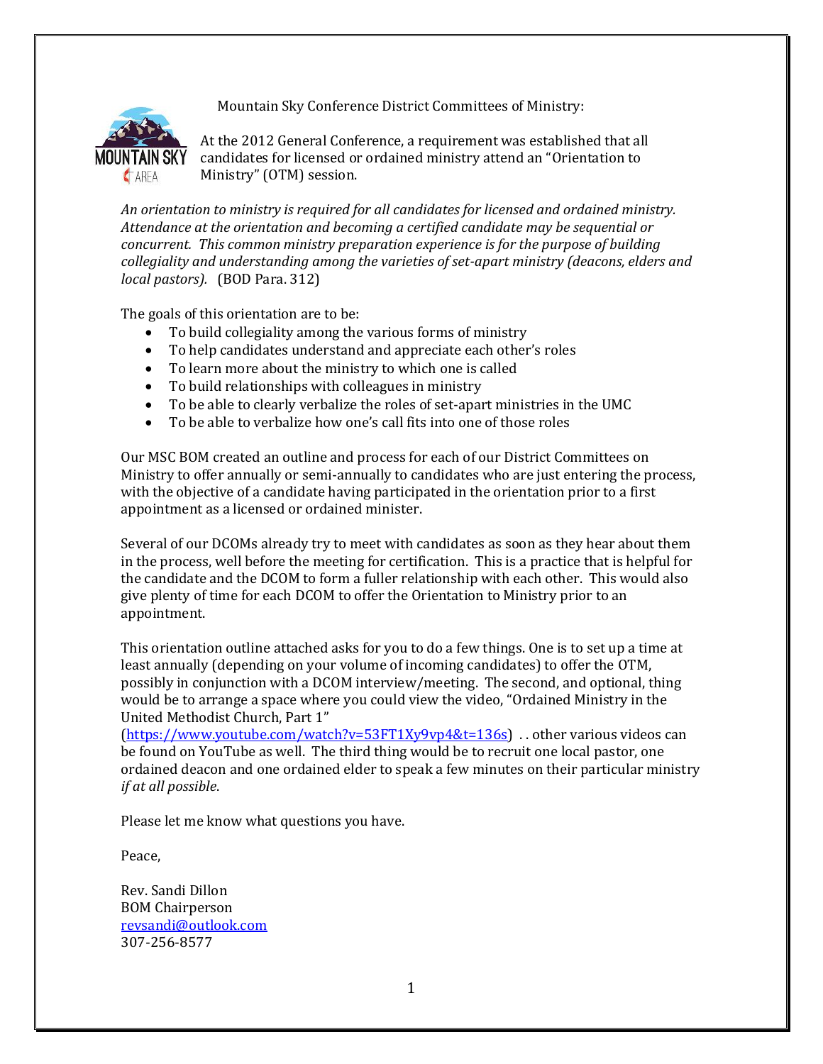Mountain Sky Conference District Committees of Ministry:

At the 2012 General Conference, a requirement was established that all candidates for licensed or ordained ministry attend an "Orientation to Ministry" (OTM) session.

*An orientation to ministry is required for all candidates for licensed and ordained ministry. Attendance at the orientation and becoming a certified candidate may be sequential or concurrent. This common ministry preparation experience is for the purpose of building collegiality and understanding among the varieties of set-apart ministry (deacons, elders and local pastors).* (BOD Para. 312)

The goals of this orientation are to be:

- To build collegiality among the various forms of ministry
- To help candidates understand and appreciate each other's roles
- To learn more about the ministry to which one is called
- To build relationships with colleagues in ministry
- To be able to clearly verbalize the roles of set-apart ministries in the UMC
- To be able to verbalize how one's call fits into one of those roles

Our MSC BOM created an outline and process for each of our District Committees on Ministry to offer annually or semi-annually to candidates who are just entering the process, with the objective of a candidate having participated in the orientation prior to a first appointment as a licensed or ordained minister.

Several of our DCOMs already try to meet with candidates as soon as they hear about them in the process, well before the meeting for certification. This is a practice that is helpful for the candidate and the DCOM to form a fuller relationship with each other. This would also give plenty of time for each DCOM to offer the Orientation to Ministry prior to an appointment.

This orientation outline attached asks for you to do a few things. One is to set up a time at least annually (depending on your volume of incoming candidates) to offer the OTM, possibly in conjunction with a DCOM interview/meeting. The second, and optional, thing would be to arrange a space where you could view the video, "Ordained Ministry in the United Methodist Church, Part 1" (https://www.youtube.com/watch?v=53FT1Xy9vp4&t=136s) . . other various videos can be found on YouTube as well. The third thing would be to recruit one local pastor, one ordained deacon and one ordained elder to speak a few minutes on their particular ministry *if at all possible*.

Please let me know what questions you have.

Peace,

Rev. Sandi Dillon
BOM Chairperson
revsandi@outlook.com
307-256-8577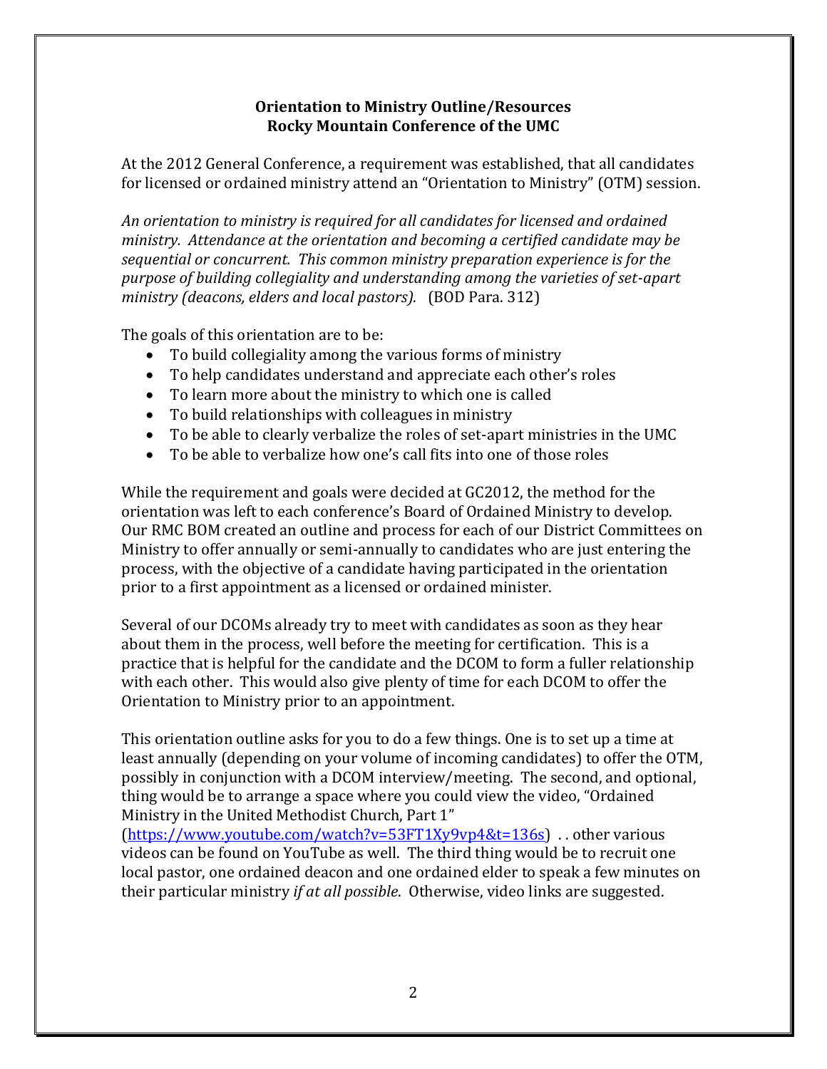**Orientation to Ministry Outline/Resources**
**Rocky Mountain Conference of the UMC**

At the 2012 General Conference, a requirement was established, that all candidates for licensed or ordained ministry attend an "Orientation to Ministry" (OTM) session.

*An orientation to ministry is required for all candidates for licensed and ordained ministry. Attendance at the orientation and becoming a certified candidate may be sequential or concurrent. This common ministry preparation experience is for the purpose of building collegiality and understanding among the varieties of set-apart ministry (deacons, elders and local pastors).* (BOD Para. 312)

The goals of this orientation are to be:

- To build collegiality among the various forms of ministry
- To help candidates understand and appreciate each other's roles
- To learn more about the ministry to which one is called
- To build relationships with colleagues in ministry
- To be able to clearly verbalize the roles of set-apart ministries in the UMC
- To be able to verbalize how one's call fits into one of those roles

While the requirement and goals were decided at GC2012, the method for the orientation was left to each conference's Board of Ordained Ministry to develop. Our RMC BOM created an outline and process for each of our District Committees on Ministry to offer annually or semi-annually to candidates who are just entering the process, with the objective of a candidate having participated in the orientation prior to a first appointment as a licensed or ordained minister.

Several of our DCOMs already try to meet with candidates as soon as they hear about them in the process, well before the meeting for certification. This is a practice that is helpful for the candidate and the DCOM to form a fuller relationship with each other. This would also give plenty of time for each DCOM to offer the Orientation to Ministry prior to an appointment.

This orientation outline asks for you to do a few things. One is to set up a time at least annually (depending on your volume of incoming candidates) to offer the OTM, possibly in conjunction with a DCOM interview/meeting. The second, and optional, thing would be to arrange a space where you could view the video, "Ordained Ministry in the United Methodist Church, Part 1" (https://www.youtube.com/watch?v=53FT1Xy9vp4&t=136s) . . other various videos can be found on YouTube as well. The third thing would be to recruit one local pastor, one ordained deacon and one ordained elder to speak a few minutes on their particular ministry *if at all possible*. Otherwise, video links are suggested.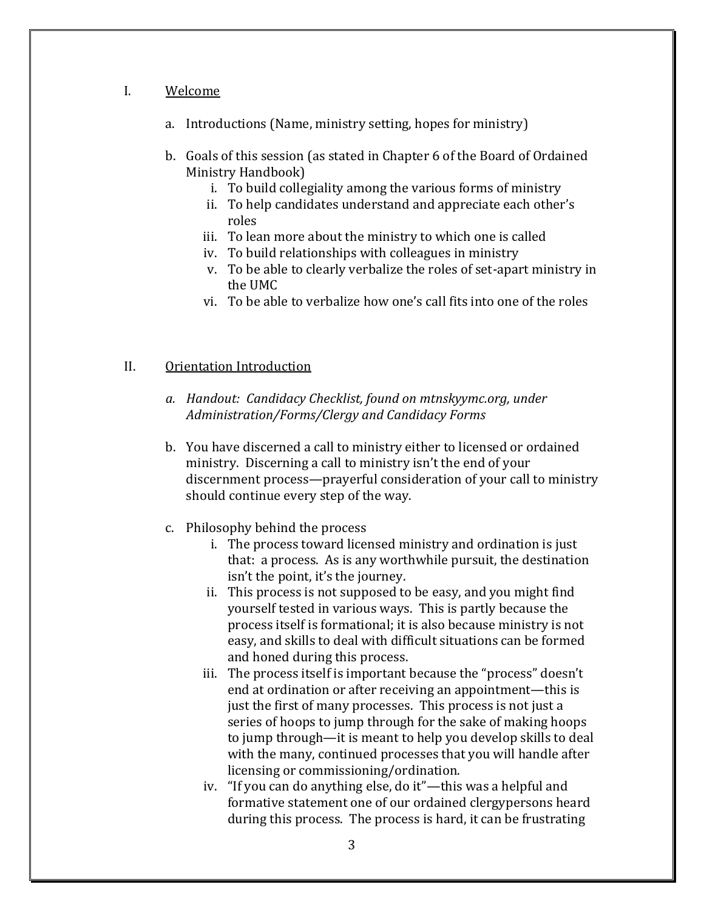I. <u>Welcome</u>

   a. Introductions (Name, ministry setting, hopes for ministry)

   b. Goals of this session (as stated in Chapter 6 of the Board of Ordained Ministry Handbook)
      i. To build collegiality among the various forms of ministry
      ii. To help candidates understand and appreciate each other's roles
      iii. To lean more about the ministry to which one is called
      iv. To build relationships with colleagues in ministry
      v. To be able to clearly verbalize the roles of set-apart ministry in the UMC
      vi. To be able to verbalize how one's call fits into one of the roles

II. <u>Orientation Introduction</u>

   a. *Handout: Candidacy Checklist, found on mtnskyymc.org, under Administration/Forms/Clergy and Candidacy Forms*

   b. You have discerned a call to ministry either to licensed or ordained ministry. Discerning a call to ministry isn't the end of your discernment process—prayerful consideration of your call to ministry should continue every step of the way.

   c. Philosophy behind the process
      i. The process toward licensed ministry and ordination is just that: a process. As is any worthwhile pursuit, the destination isn't the point, it's the journey.
      ii. This process is not supposed to be easy, and you might find yourself tested in various ways. This is partly because the process itself is formational; it is also because ministry is not easy, and skills to deal with difficult situations can be formed and honed during this process.
      iii. The process itself is important because the "process" doesn't end at ordination or after receiving an appointment—this is just the first of many processes. This process is not just a series of hoops to jump through for the sake of making hoops to jump through—it is meant to help you develop skills to deal with the many, continued processes that you will handle after licensing or commissioning/ordination.
      iv. "If you can do anything else, do it"—this was a helpful and formative statement one of our ordained clergypersons heard during this process. The process is hard, it can be frustrating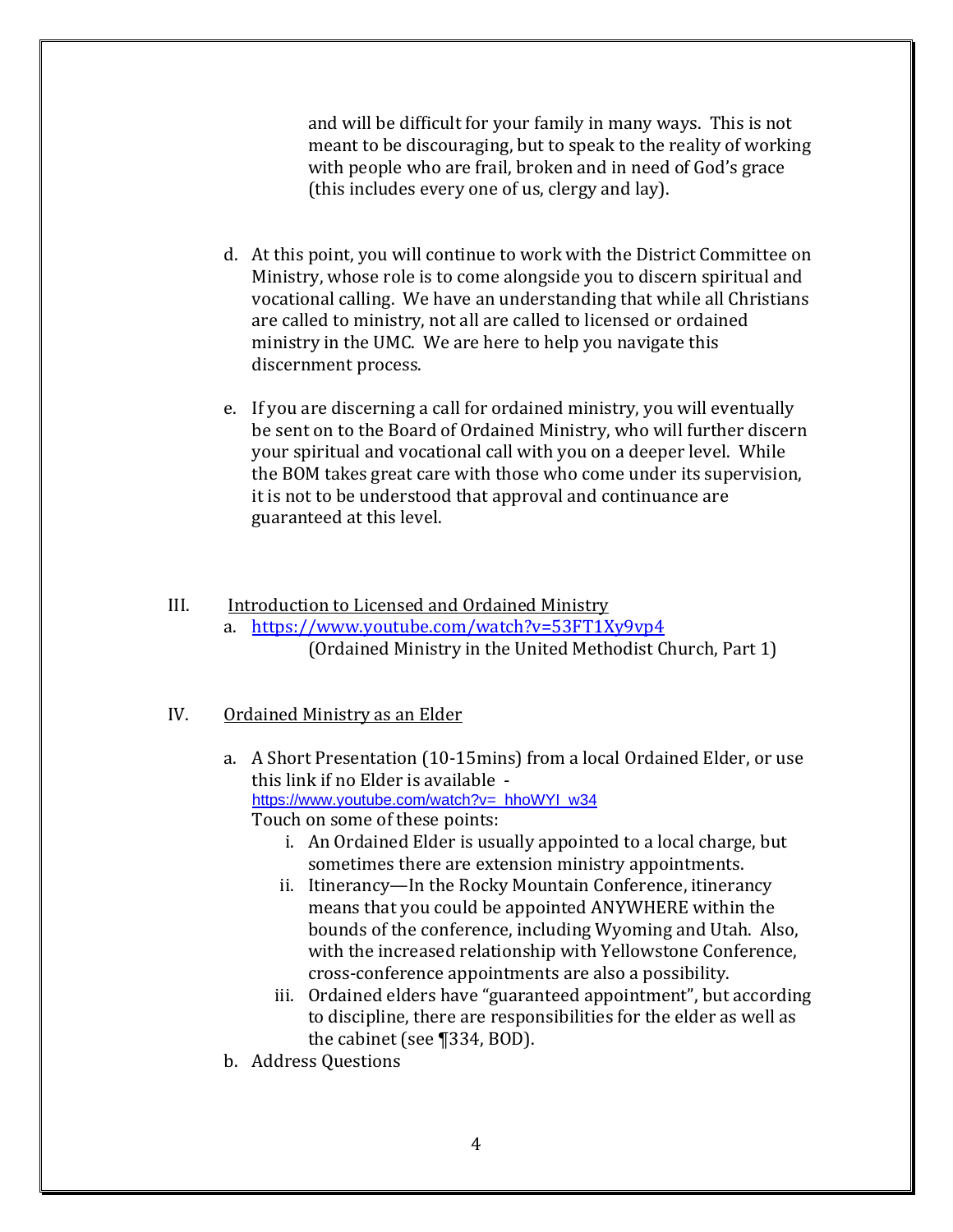and will be difficult for your family in many ways. This is not meant to be discouraging, but to speak to the reality of working with people who are frail, broken and in need of God's grace (this includes every one of us, clergy and lay).

d. At this point, you will continue to work with the District Committee on Ministry, whose role is to come alongside you to discern spiritual and vocational calling. We have an understanding that while all Christians are called to ministry, not all are called to licensed or ordained ministry in the UMC. We are here to help you navigate this discernment process.

e. If you are discerning a call for ordained ministry, you will eventually be sent on to the Board of Ordained Ministry, who will further discern your spiritual and vocational call with you on a deeper level. While the BOM takes great care with those who come under its supervision, it is not to be understood that approval and continuance are guaranteed at this level.

III. <u>Introduction to Licensed and Ordained Ministry</u>

a. https://www.youtube.com/watch?v=53FT1Xy9vp4
(Ordained Ministry in the United Methodist Church, Part 1)

IV. <u>Ordained Ministry as an Elder</u>

a. A Short Presentation (10-15mins) from a local Ordained Elder, or use this link if no Elder is available - https://www.youtube.com/watch?v=_hhoWYI_w34
Touch on some of these points:
   i. An Ordained Elder is usually appointed to a local charge, but sometimes there are extension ministry appointments.
   ii. Itinerancy—In the Rocky Mountain Conference, itinerancy means that you could be appointed ANYWHERE within the bounds of the conference, including Wyoming and Utah. Also, with the increased relationship with Yellowstone Conference, cross-conference appointments are also a possibility.
   iii. Ordained elders have "guaranteed appointment", but according to discipline, there are responsibilities for the elder as well as the cabinet (see ¶334, BOD).

b. Address Questions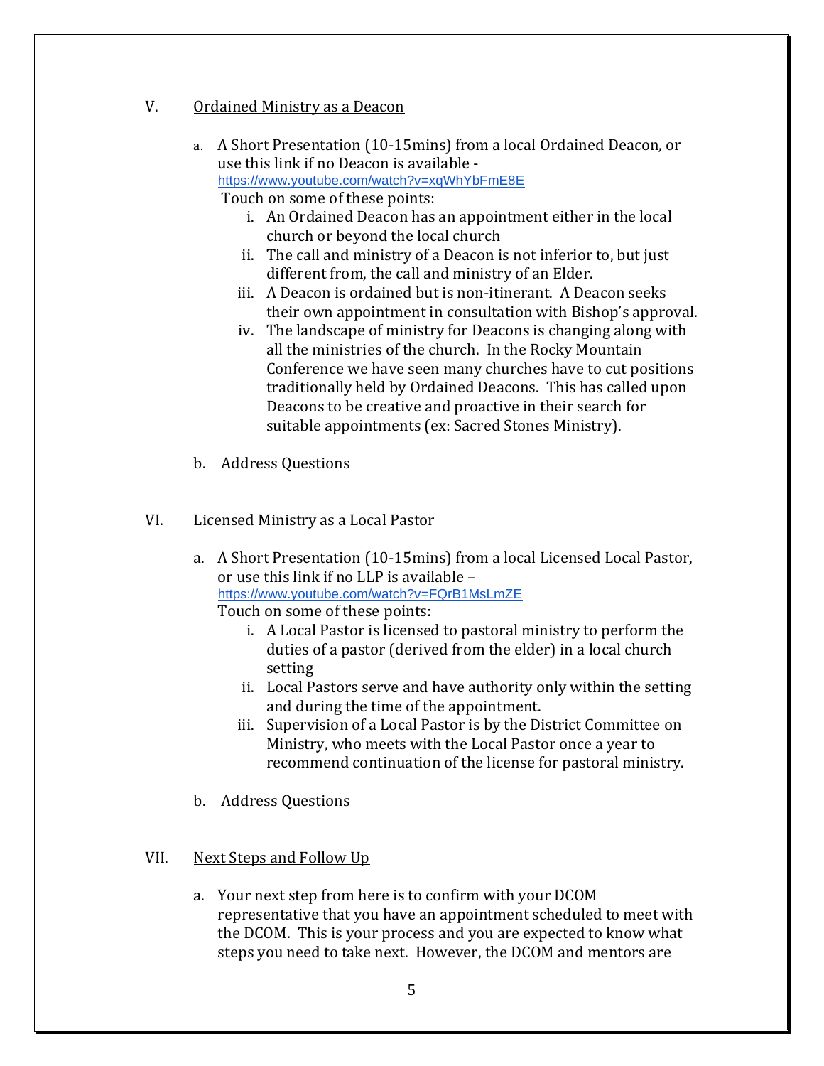## V. Ordained Ministry as a Deacon

a. A Short Presentation (10-15mins) from a local Ordained Deacon, or use this link if no Deacon is available - https://www.youtube.com/watch?v=xqWhYbFmE8E
   Touch on some of these points:
   i. An Ordained Deacon has an appointment either in the local church or beyond the local church
   ii. The call and ministry of a Deacon is not inferior to, but just different from, the call and ministry of an Elder.
   iii. A Deacon is ordained but is non-itinerant. A Deacon seeks their own appointment in consultation with Bishop's approval.
   iv. The landscape of ministry for Deacons is changing along with all the ministries of the church. In the Rocky Mountain Conference we have seen many churches have to cut positions traditionally held by Ordained Deacons. This has called upon Deacons to be creative and proactive in their search for suitable appointments (ex: Sacred Stones Ministry).

b. Address Questions

## VI. Licensed Ministry as a Local Pastor

a. A Short Presentation (10-15mins) from a local Licensed Local Pastor, or use this link if no LLP is available – https://www.youtube.com/watch?v=FQrB1MsLmZE
   Touch on some of these points:
   i. A Local Pastor is licensed to pastoral ministry to perform the duties of a pastor (derived from the elder) in a local church setting
   ii. Local Pastors serve and have authority only within the setting and during the time of the appointment.
   iii. Supervision of a Local Pastor is by the District Committee on Ministry, who meets with the Local Pastor once a year to recommend continuation of the license for pastoral ministry.

b. Address Questions

## VII. Next Steps and Follow Up

a. Your next step from here is to confirm with your DCOM representative that you have an appointment scheduled to meet with the DCOM. This is your process and you are expected to know what steps you need to take next. However, the DCOM and mentors are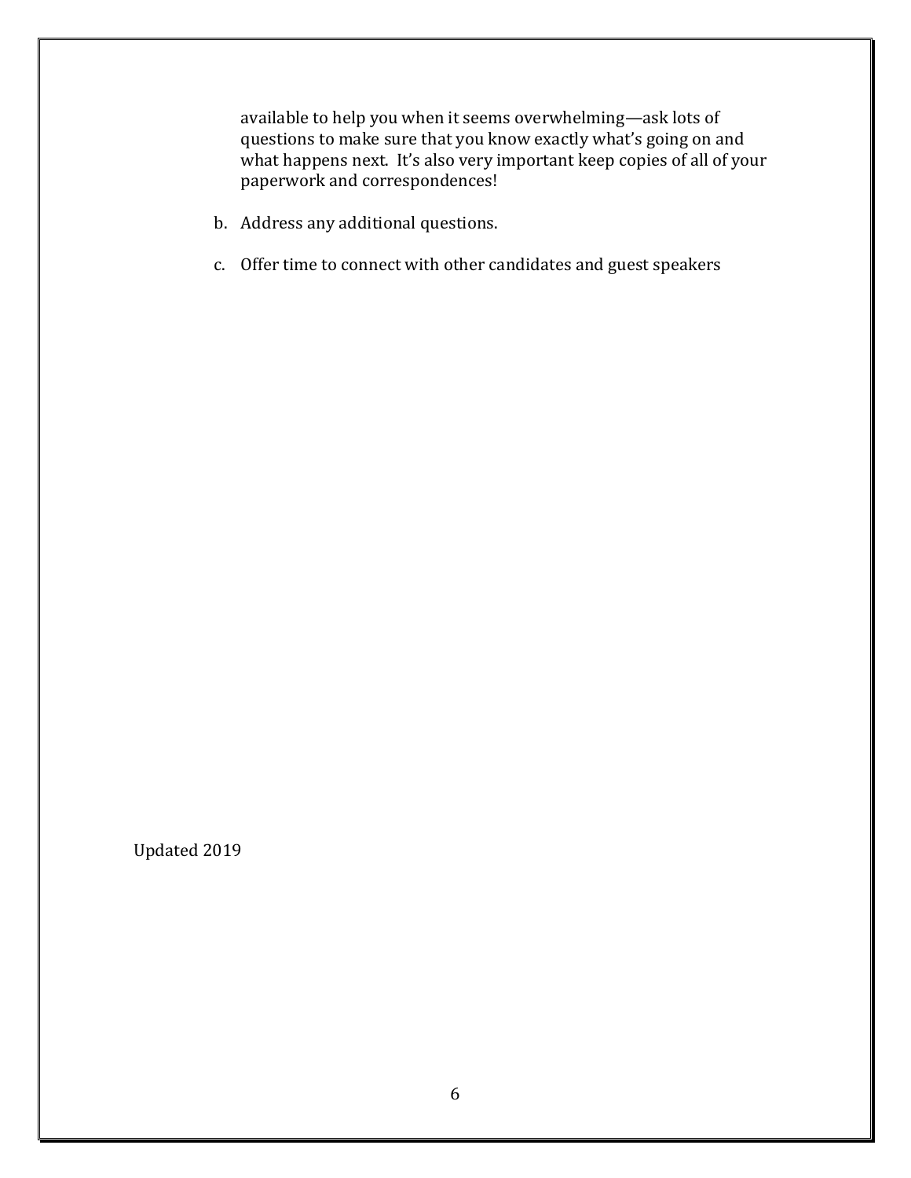available to help you when it seems overwhelming—ask lots of questions to make sure that you know exactly what's going on and what happens next. It's also very important keep copies of all of your paperwork and correspondences!

b. Address any additional questions.

c. Offer time to connect with other candidates and guest speakers

Updated 2019